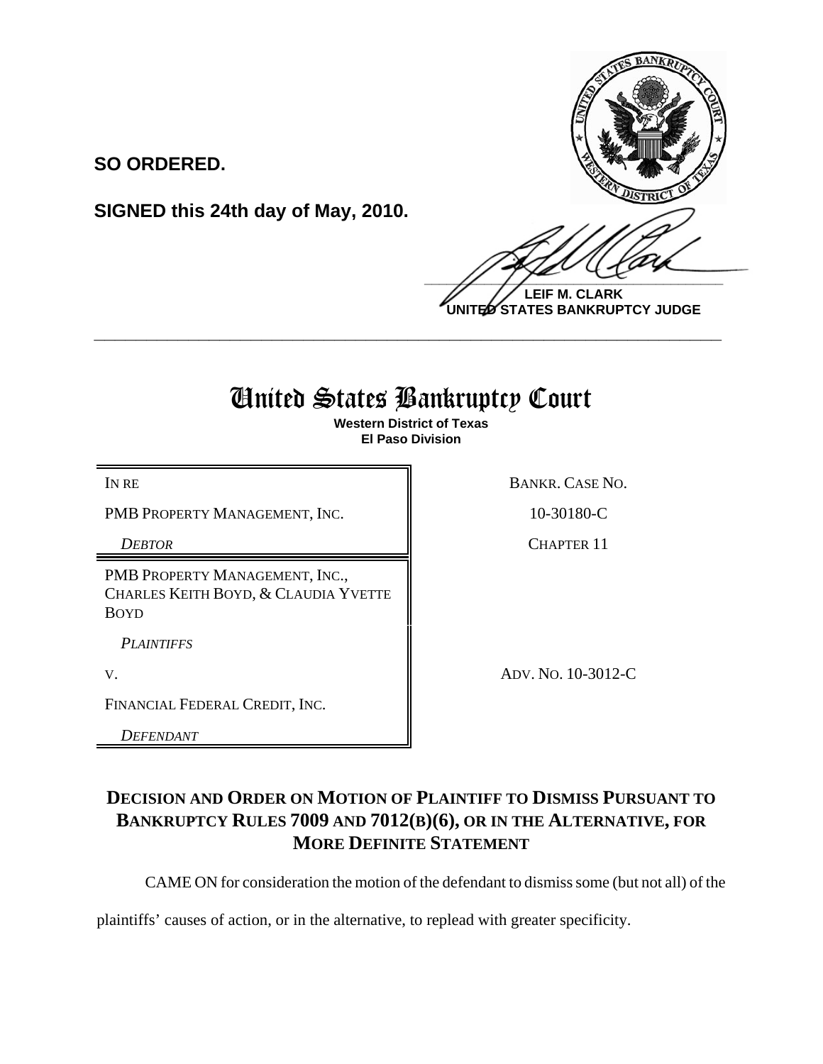**SO ORDERED.**

**SIGNED this 24th day of May, 2010.**

**LEIF M. CLARK**
**UNITED STATES BANKRUPTCY JUDGE**

---

# United States Bankruptcy Court

**Western District of Texas**
**El Paso Division**

| | |
|---|---|
| IN RE | BANKR. CASE NO. |
| PMB PROPERTY MANAGEMENT, INC. | 10-30180-C |
| *DEBTOR* | CHAPTER 11 |
| PMB PROPERTY MANAGEMENT, INC., CHARLES KEITH BOYD, & CLAUDIA YVETTE BOYD | |
| *PLAINTIFFS* | |
| V. | ADV. NO. 10-3012-C |
| FINANCIAL FEDERAL CREDIT, INC. | |
| *DEFENDANT* | |

## DECISION AND ORDER ON MOTION OF PLAINTIFF TO DISMISS PURSUANT TO BANKRUPTCY RULES 7009 AND 7012(B)(6), OR IN THE ALTERNATIVE, FOR MORE DEFINITE STATEMENT

CAME ON for consideration the motion of the defendant to dismiss some (but not all) of the plaintiffs' causes of action, or in the alternative, to replead with greater specificity.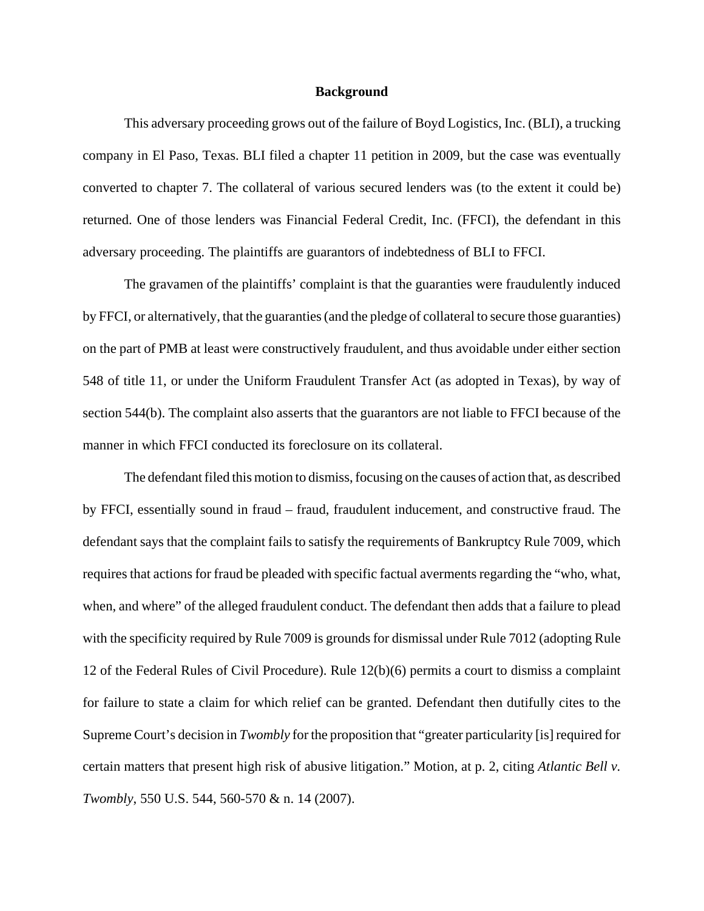## Background

This adversary proceeding grows out of the failure of Boyd Logistics, Inc. (BLI), a trucking company in El Paso, Texas. BLI filed a chapter 11 petition in 2009, but the case was eventually converted to chapter 7. The collateral of various secured lenders was (to the extent it could be) returned. One of those lenders was Financial Federal Credit, Inc. (FFCI), the defendant in this adversary proceeding. The plaintiffs are guarantors of indebtedness of BLI to FFCI.

The gravamen of the plaintiffs' complaint is that the guaranties were fraudulently induced by FFCI, or alternatively, that the guaranties (and the pledge of collateral to secure those guaranties) on the part of PMB at least were constructively fraudulent, and thus avoidable under either section 548 of title 11, or under the Uniform Fraudulent Transfer Act (as adopted in Texas), by way of section 544(b). The complaint also asserts that the guarantors are not liable to FFCI because of the manner in which FFCI conducted its foreclosure on its collateral.

The defendant filed this motion to dismiss, focusing on the causes of action that, as described by FFCI, essentially sound in fraud – fraud, fraudulent inducement, and constructive fraud. The defendant says that the complaint fails to satisfy the requirements of Bankruptcy Rule 7009, which requires that actions for fraud be pleaded with specific factual averments regarding the "who, what, when, and where" of the alleged fraudulent conduct. The defendant then adds that a failure to plead with the specificity required by Rule 7009 is grounds for dismissal under Rule 7012 (adopting Rule 12 of the Federal Rules of Civil Procedure). Rule 12(b)(6) permits a court to dismiss a complaint for failure to state a claim for which relief can be granted. Defendant then dutifully cites to the Supreme Court's decision in *Twombly* for the proposition that "greater particularity [is] required for certain matters that present high risk of abusive litigation." Motion, at p. 2, citing *Atlantic Bell v. Twombly*, 550 U.S. 544, 560-570 & n. 14 (2007).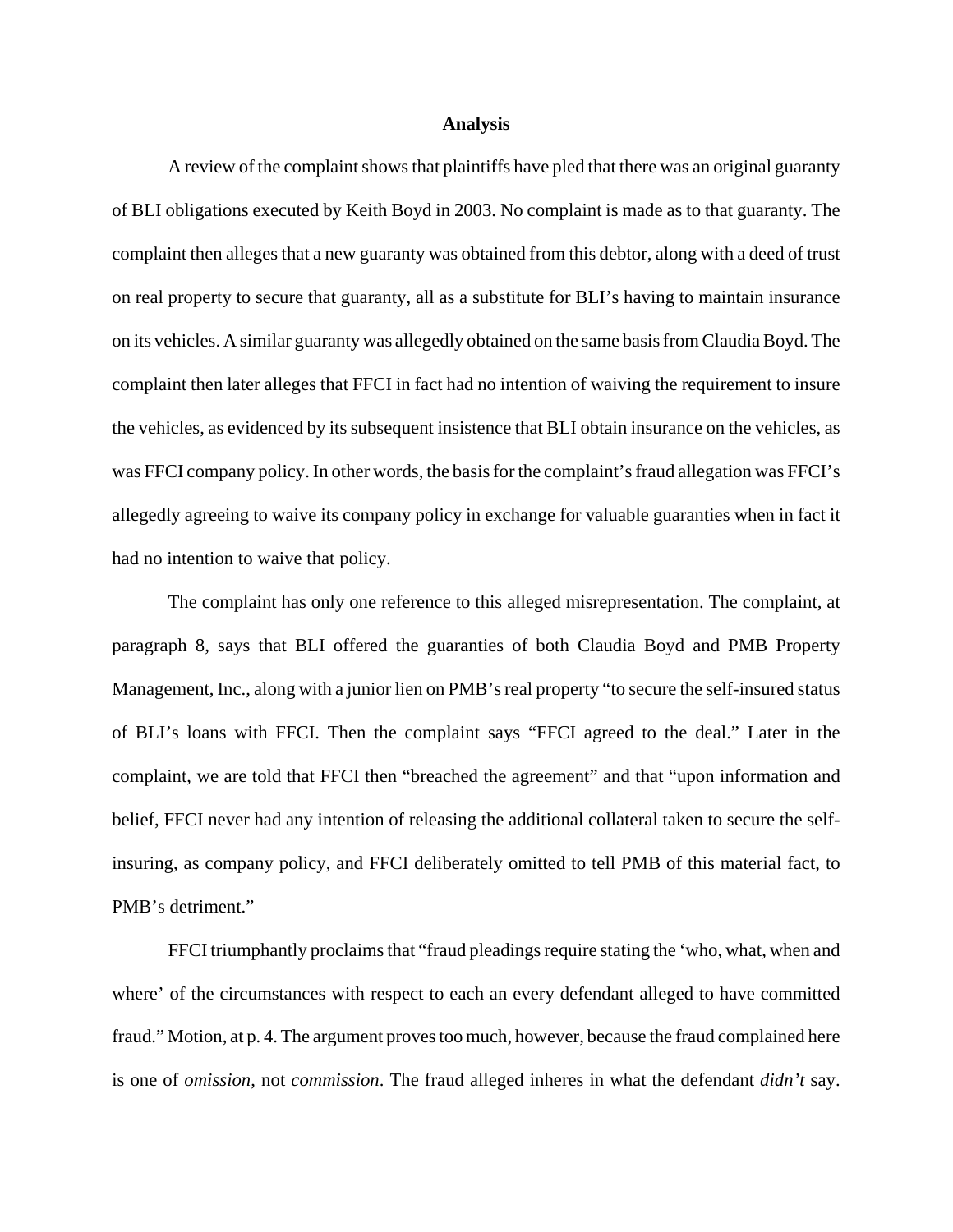**Analysis**

A review of the complaint shows that plaintiffs have pled that there was an original guaranty of BLI obligations executed by Keith Boyd in 2003. No complaint is made as to that guaranty. The complaint then alleges that a new guaranty was obtained from this debtor, along with a deed of trust on real property to secure that guaranty, all as a substitute for BLI's having to maintain insurance on its vehicles. A similar guaranty was allegedly obtained on the same basis from Claudia Boyd. The complaint then later alleges that FFCI in fact had no intention of waiving the requirement to insure the vehicles, as evidenced by its subsequent insistence that BLI obtain insurance on the vehicles, as was FFCI company policy. In other words, the basis for the complaint's fraud allegation was FFCI's allegedly agreeing to waive its company policy in exchange for valuable guaranties when in fact it had no intention to waive that policy.

The complaint has only one reference to this alleged misrepresentation. The complaint, at paragraph 8, says that BLI offered the guaranties of both Claudia Boyd and PMB Property Management, Inc., along with a junior lien on PMB's real property "to secure the self-insured status of BLI's loans with FFCI. Then the complaint says "FFCI agreed to the deal." Later in the complaint, we are told that FFCI then "breached the agreement" and that "upon information and belief, FFCI never had any intention of releasing the additional collateral taken to secure the self-insuring, as company policy, and FFCI deliberately omitted to tell PMB of this material fact, to PMB's detriment."

FFCI triumphantly proclaims that "fraud pleadings require stating the 'who, what, when and where' of the circumstances with respect to each an every defendant alleged to have committed fraud." Motion, at p. 4. The argument proves too much, however, because the fraud complained here is one of *omission*, not *commission*. The fraud alleged inheres in what the defendant *didn't* say.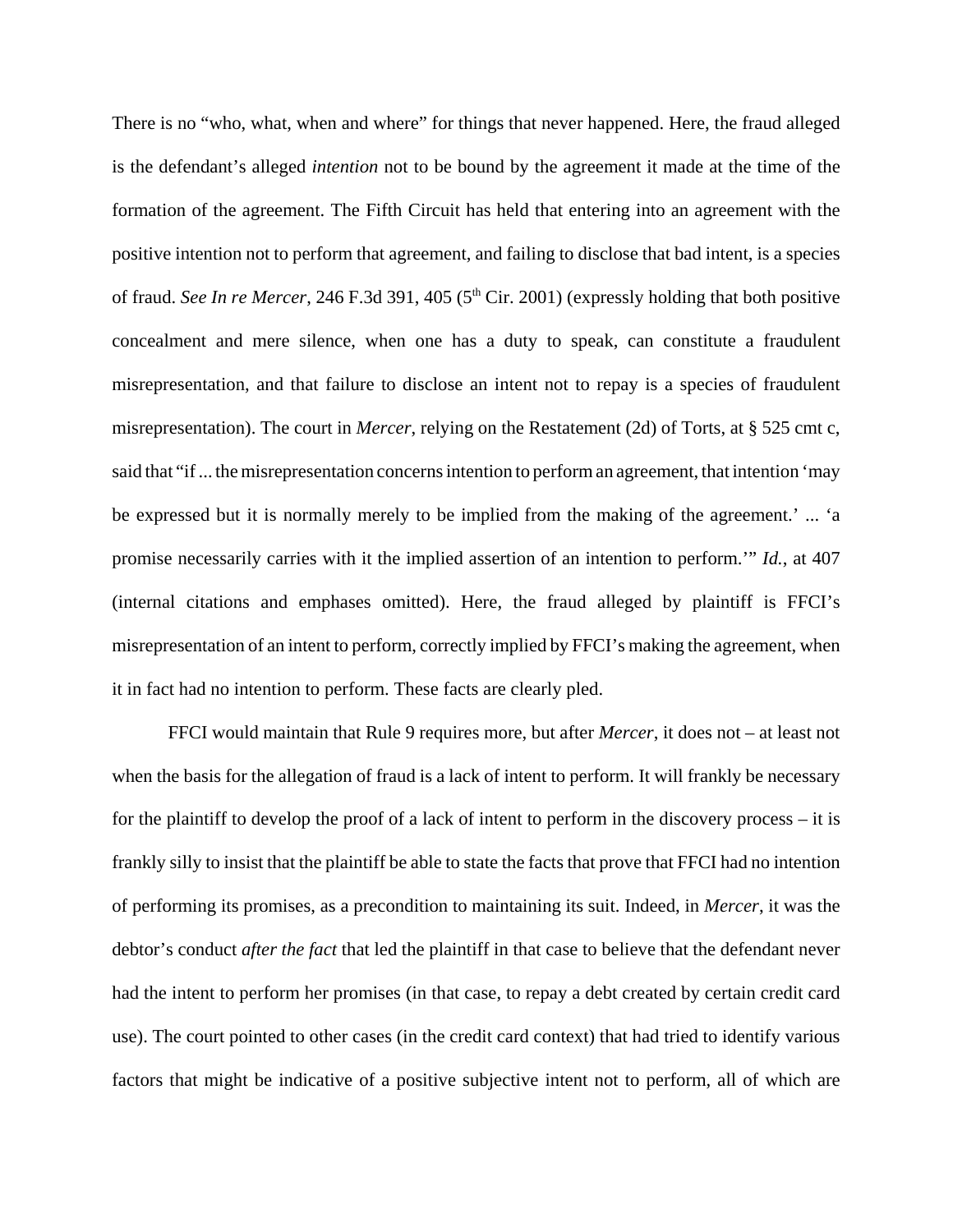There is no "who, what, when and where" for things that never happened. Here, the fraud alleged is the defendant's alleged *intention* not to be bound by the agreement it made at the time of the formation of the agreement. The Fifth Circuit has held that entering into an agreement with the positive intention not to perform that agreement, and failing to disclose that bad intent, is a species of fraud. *See In re Mercer*, 246 F.3d 391, 405 (5th Cir. 2001) (expressly holding that both positive concealment and mere silence, when one has a duty to speak, can constitute a fraudulent misrepresentation, and that failure to disclose an intent not to repay is a species of fraudulent misrepresentation). The court in *Mercer*, relying on the Restatement (2d) of Torts, at § 525 cmt c, said that "if ... the misrepresentation concerns intention to perform an agreement, that intention 'may be expressed but it is normally merely to be implied from the making of the agreement.' ... 'a promise necessarily carries with it the implied assertion of an intention to perform.'" *Id.*, at 407 (internal citations and emphases omitted). Here, the fraud alleged by plaintiff is FFCI's misrepresentation of an intent to perform, correctly implied by FFCI's making the agreement, when it in fact had no intention to perform. These facts are clearly pled.

FFCI would maintain that Rule 9 requires more, but after *Mercer*, it does not – at least not when the basis for the allegation of fraud is a lack of intent to perform. It will frankly be necessary for the plaintiff to develop the proof of a lack of intent to perform in the discovery process – it is frankly silly to insist that the plaintiff be able to state the facts that prove that FFCI had no intention of performing its promises, as a precondition to maintaining its suit. Indeed, in *Mercer*, it was the debtor's conduct *after the fact* that led the plaintiff in that case to believe that the defendant never had the intent to perform her promises (in that case, to repay a debt created by certain credit card use). The court pointed to other cases (in the credit card context) that had tried to identify various factors that might be indicative of a positive subjective intent not to perform, all of which are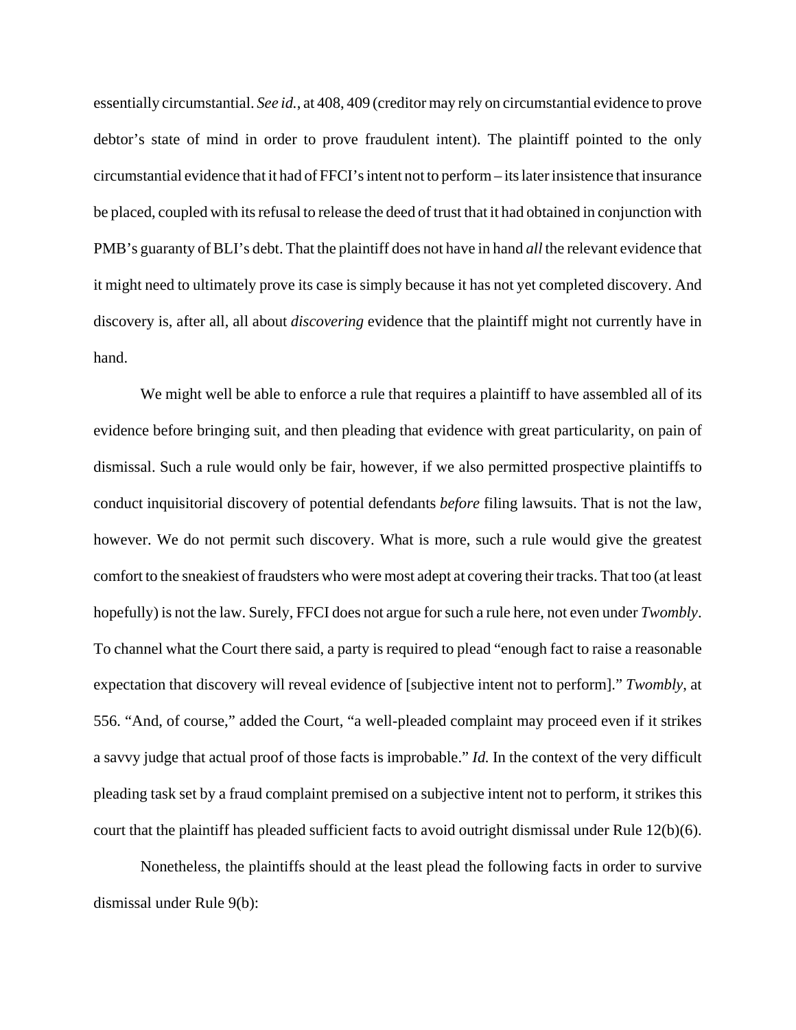essentially circumstantial. *See id.*, at 408, 409 (creditor may rely on circumstantial evidence to prove debtor's state of mind in order to prove fraudulent intent). The plaintiff pointed to the only circumstantial evidence that it had of FFCI's intent not to perform – its later insistence that insurance be placed, coupled with its refusal to release the deed of trust that it had obtained in conjunction with PMB's guaranty of BLI's debt. That the plaintiff does not have in hand *all* the relevant evidence that it might need to ultimately prove its case is simply because it has not yet completed discovery. And discovery is, after all, all about *discovering* evidence that the plaintiff might not currently have in hand.

We might well be able to enforce a rule that requires a plaintiff to have assembled all of its evidence before bringing suit, and then pleading that evidence with great particularity, on pain of dismissal. Such a rule would only be fair, however, if we also permitted prospective plaintiffs to conduct inquisitorial discovery of potential defendants *before* filing lawsuits. That is not the law, however. We do not permit such discovery. What is more, such a rule would give the greatest comfort to the sneakiest of fraudsters who were most adept at covering their tracks. That too (at least hopefully) is not the law. Surely, FFCI does not argue for such a rule here, not even under *Twombly*. To channel what the Court there said, a party is required to plead "enough fact to raise a reasonable expectation that discovery will reveal evidence of [subjective intent not to perform]." *Twombly*, at 556. "And, of course," added the Court, "a well-pleaded complaint may proceed even if it strikes a savvy judge that actual proof of those facts is improbable." *Id.* In the context of the very difficult pleading task set by a fraud complaint premised on a subjective intent not to perform, it strikes this court that the plaintiff has pleaded sufficient facts to avoid outright dismissal under Rule 12(b)(6).

Nonetheless, the plaintiffs should at the least plead the following facts in order to survive dismissal under Rule 9(b):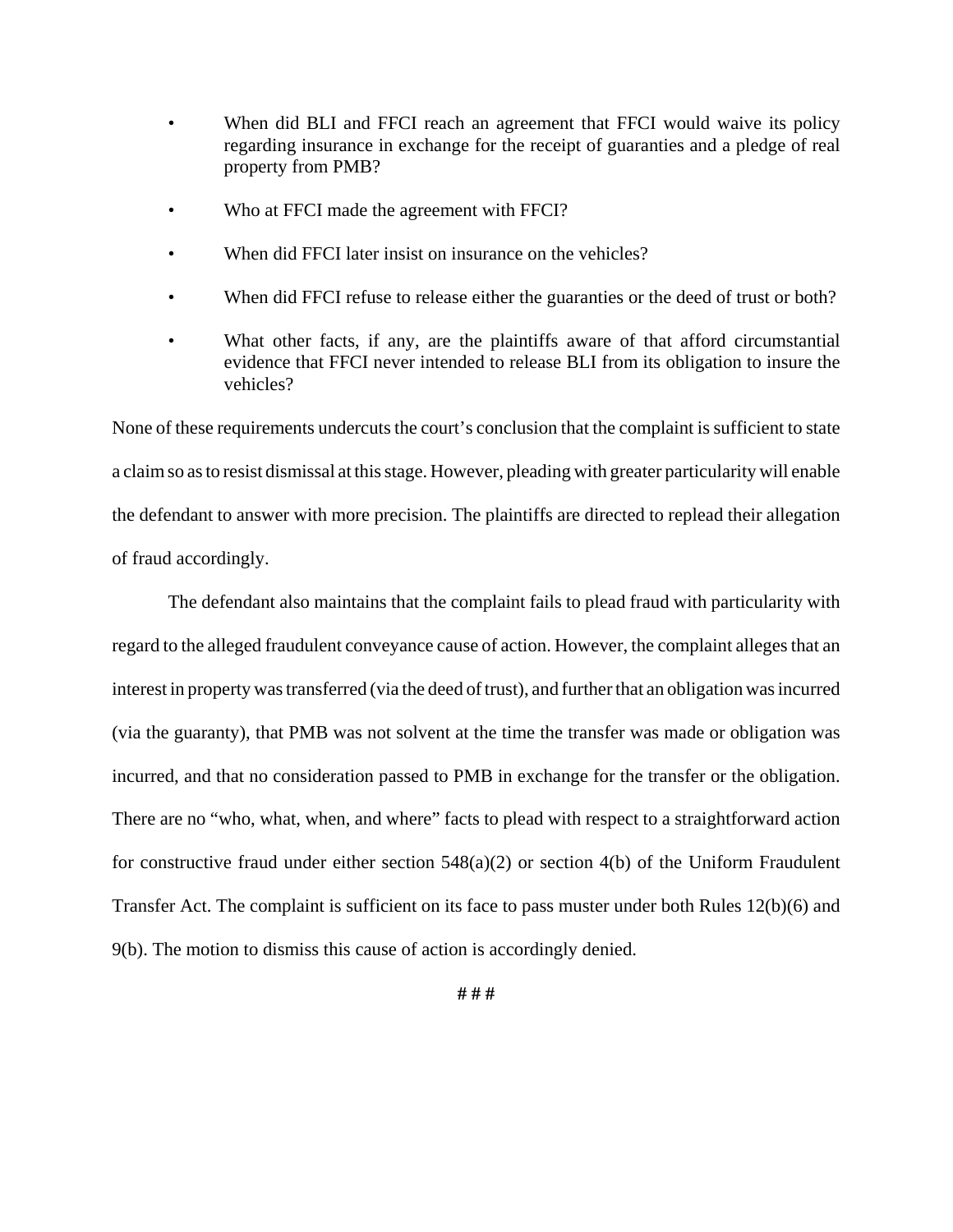- When did BLI and FFCI reach an agreement that FFCI would waive its policy regarding insurance in exchange for the receipt of guaranties and a pledge of real property from PMB?
- Who at FFCI made the agreement with FFCI?
- When did FFCI later insist on insurance on the vehicles?
- When did FFCI refuse to release either the guaranties or the deed of trust or both?
- What other facts, if any, are the plaintiffs aware of that afford circumstantial evidence that FFCI never intended to release BLI from its obligation to insure the vehicles?

None of these requirements undercuts the court's conclusion that the complaint is sufficient to state a claim so as to resist dismissal at this stage. However, pleading with greater particularity will enable the defendant to answer with more precision. The plaintiffs are directed to replead their allegation of fraud accordingly.

The defendant also maintains that the complaint fails to plead fraud with particularity with regard to the alleged fraudulent conveyance cause of action. However, the complaint alleges that an interest in property was transferred (via the deed of trust), and further that an obligation was incurred (via the guaranty), that PMB was not solvent at the time the transfer was made or obligation was incurred, and that no consideration passed to PMB in exchange for the transfer or the obligation. There are no "who, what, when, and where" facts to plead with respect to a straightforward action for constructive fraud under either section 548(a)(2) or section 4(b) of the Uniform Fraudulent Transfer Act. The complaint is sufficient on its face to pass muster under both Rules 12(b)(6) and 9(b). The motion to dismiss this cause of action is accordingly denied.

# # #